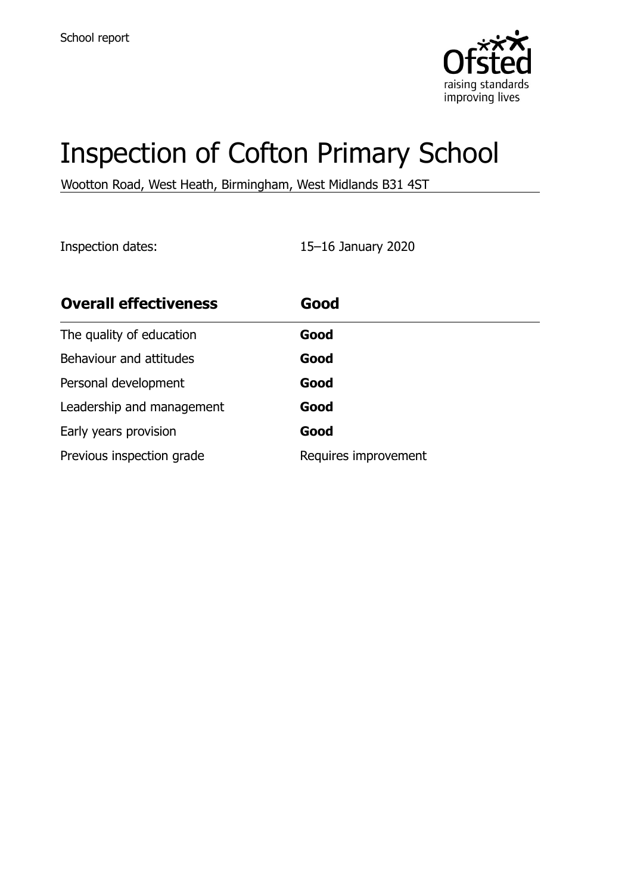School report

# Inspection of Cofton Primary School

Wootton Road, West Heath, Birmingham, West Midlands B31 4ST

Inspection dates: 15–16 January 2020

| **Overall effectiveness** | **Good** |
| --- | --- |
| The quality of education | **Good** |
| Behaviour and attitudes | **Good** |
| Personal development | **Good** |
| Leadership and management | **Good** |
| Early years provision | **Good** |
| Previous inspection grade | Requires improvement |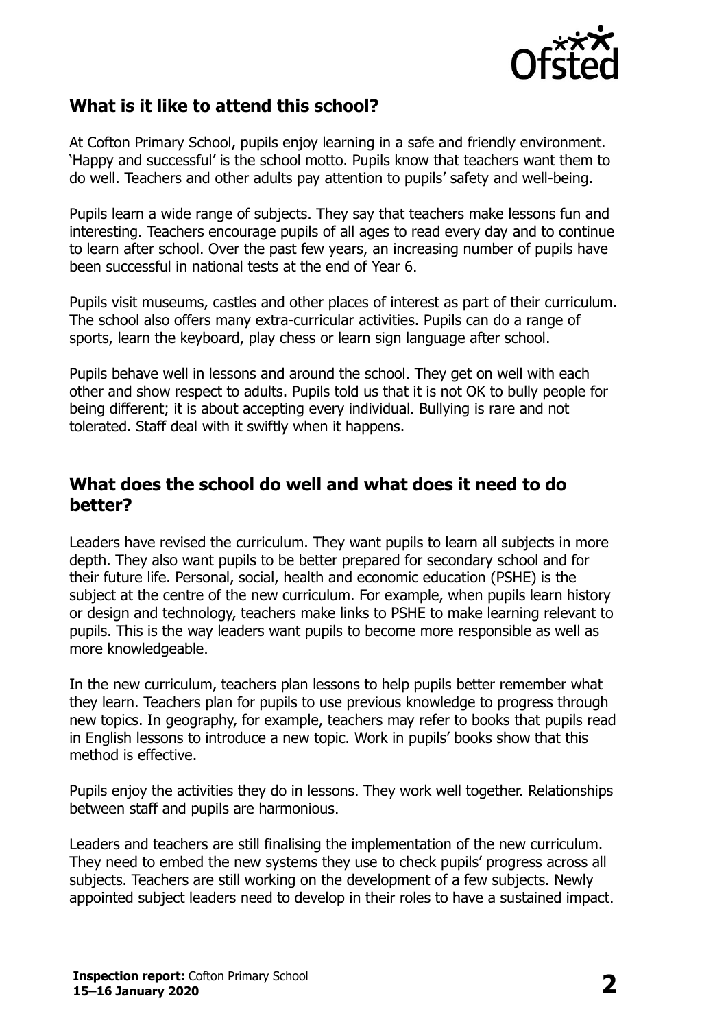## What is it like to attend this school?

At Cofton Primary School, pupils enjoy learning in a safe and friendly environment. 'Happy and successful' is the school motto. Pupils know that teachers want them to do well. Teachers and other adults pay attention to pupils' safety and well-being.

Pupils learn a wide range of subjects. They say that teachers make lessons fun and interesting. Teachers encourage pupils of all ages to read every day and to continue to learn after school. Over the past few years, an increasing number of pupils have been successful in national tests at the end of Year 6.

Pupils visit museums, castles and other places of interest as part of their curriculum. The school also offers many extra-curricular activities. Pupils can do a range of sports, learn the keyboard, play chess or learn sign language after school.

Pupils behave well in lessons and around the school. They get on well with each other and show respect to adults. Pupils told us that it is not OK to bully people for being different; it is about accepting every individual. Bullying is rare and not tolerated. Staff deal with it swiftly when it happens.

## What does the school do well and what does it need to do better?

Leaders have revised the curriculum. They want pupils to learn all subjects in more depth. They also want pupils to be better prepared for secondary school and for their future life. Personal, social, health and economic education (PSHE) is the subject at the centre of the new curriculum. For example, when pupils learn history or design and technology, teachers make links to PSHE to make learning relevant to pupils. This is the way leaders want pupils to become more responsible as well as more knowledgeable.

In the new curriculum, teachers plan lessons to help pupils better remember what they learn. Teachers plan for pupils to use previous knowledge to progress through new topics. In geography, for example, teachers may refer to books that pupils read in English lessons to introduce a new topic. Work in pupils' books show that this method is effective.

Pupils enjoy the activities they do in lessons. They work well together. Relationships between staff and pupils are harmonious.

Leaders and teachers are still finalising the implementation of the new curriculum. They need to embed the new systems they use to check pupils' progress across all subjects. Teachers are still working on the development of a few subjects. Newly appointed subject leaders need to develop in their roles to have a sustained impact.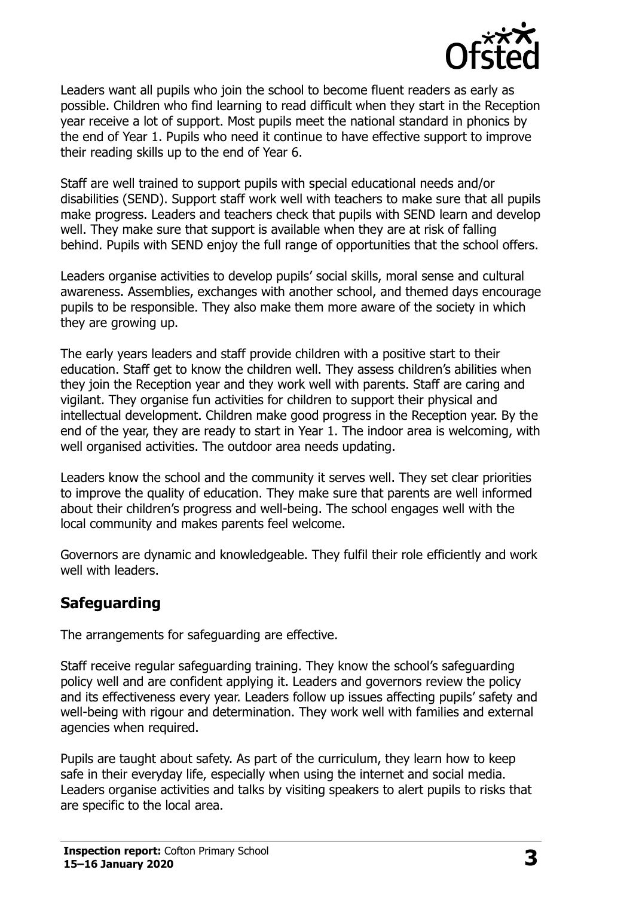Leaders want all pupils who join the school to become fluent readers as early as possible. Children who find learning to read difficult when they start in the Reception year receive a lot of support. Most pupils meet the national standard in phonics by the end of Year 1. Pupils who need it continue to have effective support to improve their reading skills up to the end of Year 6.

Staff are well trained to support pupils with special educational needs and/or disabilities (SEND). Support staff work well with teachers to make sure that all pupils make progress. Leaders and teachers check that pupils with SEND learn and develop well. They make sure that support is available when they are at risk of falling behind. Pupils with SEND enjoy the full range of opportunities that the school offers.

Leaders organise activities to develop pupils' social skills, moral sense and cultural awareness. Assemblies, exchanges with another school, and themed days encourage pupils to be responsible. They also make them more aware of the society in which they are growing up.

The early years leaders and staff provide children with a positive start to their education. Staff get to know the children well. They assess children's abilities when they join the Reception year and they work well with parents. Staff are caring and vigilant. They organise fun activities for children to support their physical and intellectual development. Children make good progress in the Reception year. By the end of the year, they are ready to start in Year 1. The indoor area is welcoming, with well organised activities. The outdoor area needs updating.

Leaders know the school and the community it serves well. They set clear priorities to improve the quality of education. They make sure that parents are well informed about their children's progress and well-being. The school engages well with the local community and makes parents feel welcome.

Governors are dynamic and knowledgeable. They fulfil their role efficiently and work well with leaders.

## Safeguarding

The arrangements for safeguarding are effective.

Staff receive regular safeguarding training. They know the school's safeguarding policy well and are confident applying it. Leaders and governors review the policy and its effectiveness every year. Leaders follow up issues affecting pupils' safety and well-being with rigour and determination. They work well with families and external agencies when required.

Pupils are taught about safety. As part of the curriculum, they learn how to keep safe in their everyday life, especially when using the internet and social media. Leaders organise activities and talks by visiting speakers to alert pupils to risks that are specific to the local area.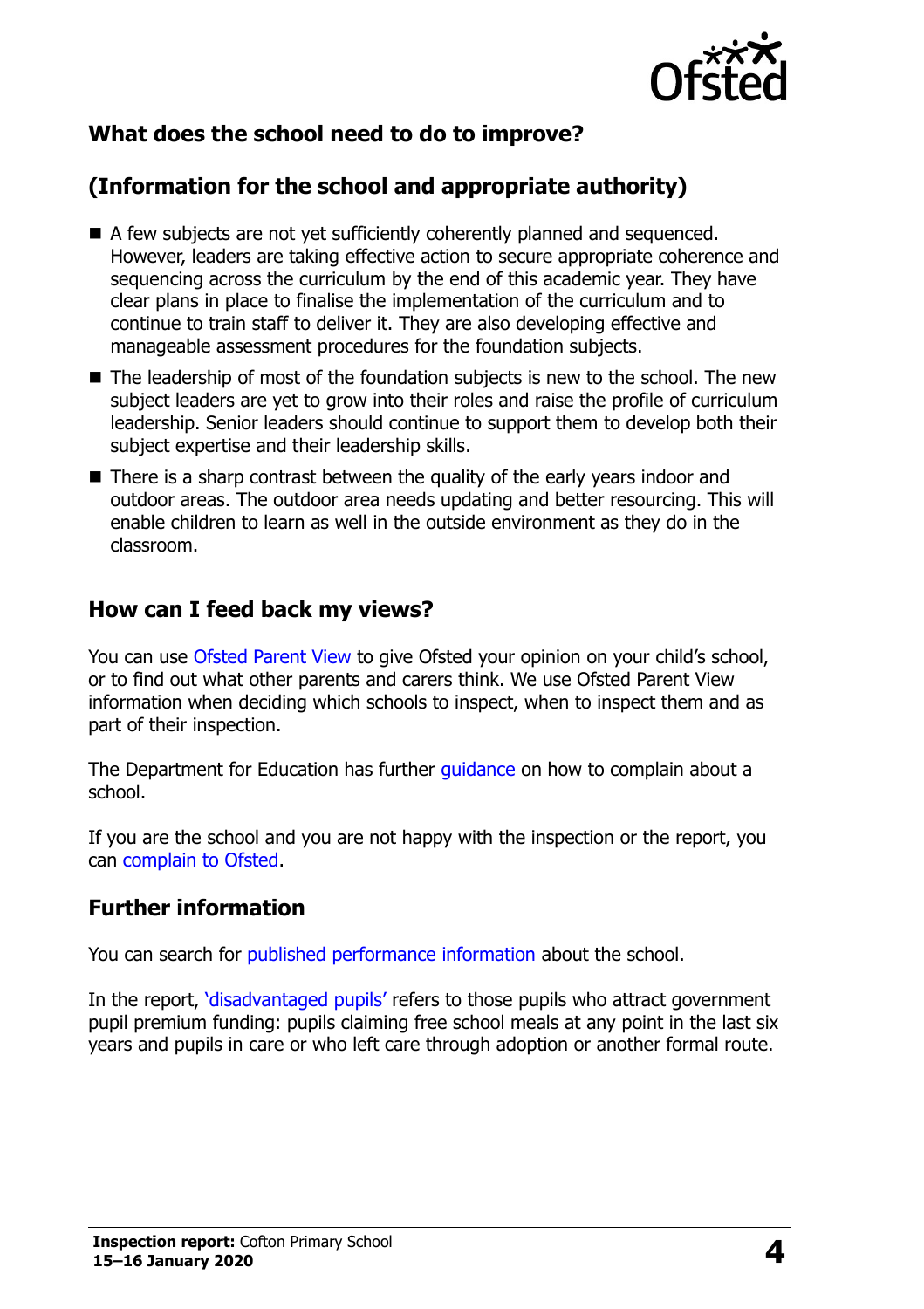## What does the school need to do to improve?

## (Information for the school and appropriate authority)

- A few subjects are not yet sufficiently coherently planned and sequenced. However, leaders are taking effective action to secure appropriate coherence and sequencing across the curriculum by the end of this academic year. They have clear plans in place to finalise the implementation of the curriculum and to continue to train staff to deliver it. They are also developing effective and manageable assessment procedures for the foundation subjects.
- The leadership of most of the foundation subjects is new to the school. The new subject leaders are yet to grow into their roles and raise the profile of curriculum leadership. Senior leaders should continue to support them to develop both their subject expertise and their leadership skills.
- There is a sharp contrast between the quality of the early years indoor and outdoor areas. The outdoor area needs updating and better resourcing. This will enable children to learn as well in the outside environment as they do in the classroom.

## How can I feed back my views?

You can use Ofsted Parent View to give Ofsted your opinion on your child's school, or to find out what other parents and carers think. We use Ofsted Parent View information when deciding which schools to inspect, when to inspect them and as part of their inspection.

The Department for Education has further guidance on how to complain about a school.

If you are the school and you are not happy with the inspection or the report, you can complain to Ofsted.

## Further information

You can search for published performance information about the school.

In the report, 'disadvantaged pupils' refers to those pupils who attract government pupil premium funding: pupils claiming free school meals at any point in the last six years and pupils in care or who left care through adoption or another formal route.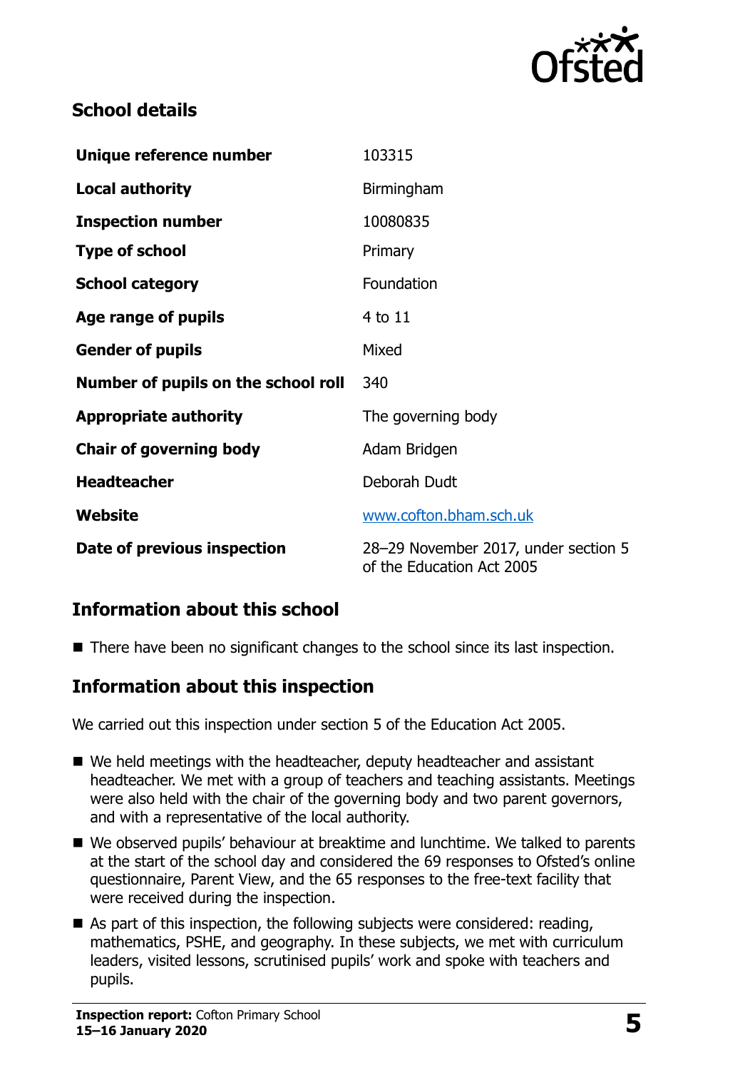## School details

| | |
|---|---|
| **Unique reference number** | 103315 |
| **Local authority** | Birmingham |
| **Inspection number** | 10080835 |
| **Type of school** | Primary |
| **School category** | Foundation |
| **Age range of pupils** | 4 to 11 |
| **Gender of pupils** | Mixed |
| **Number of pupils on the school roll** | 340 |
| **Appropriate authority** | The governing body |
| **Chair of governing body** | Adam Bridgen |
| **Headteacher** | Deborah Dudt |
| **Website** | www.cofton.bham.sch.uk |
| **Date of previous inspection** | 28–29 November 2017, under section 5 of the Education Act 2005 |

## Information about this school

- There have been no significant changes to the school since its last inspection.

## Information about this inspection

We carried out this inspection under section 5 of the Education Act 2005.

- We held meetings with the headteacher, deputy headteacher and assistant headteacher. We met with a group of teachers and teaching assistants. Meetings were also held with the chair of the governing body and two parent governors, and with a representative of the local authority.
- We observed pupils' behaviour at breaktime and lunchtime. We talked to parents at the start of the school day and considered the 69 responses to Ofsted's online questionnaire, Parent View, and the 65 responses to the free-text facility that were received during the inspection.
- As part of this inspection, the following subjects were considered: reading, mathematics, PSHE, and geography. In these subjects, we met with curriculum leaders, visited lessons, scrutinised pupils' work and spoke with teachers and pupils.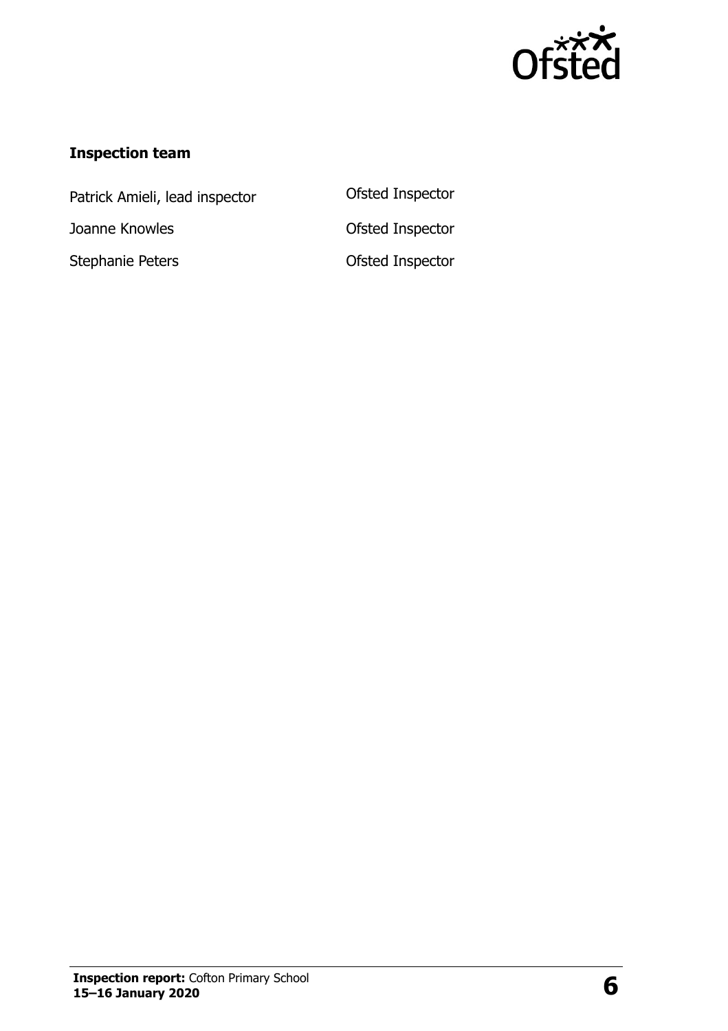### Inspection team

| | |
|---|---|
| Patrick Amieli, lead inspector | Ofsted Inspector |
| Joanne Knowles | Ofsted Inspector |
| Stephanie Peters | Ofsted Inspector |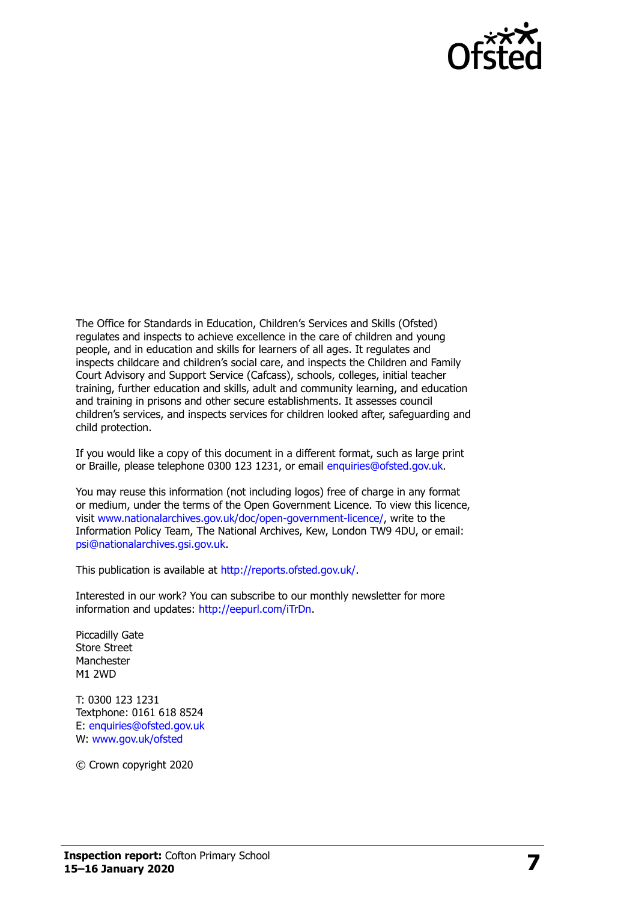The Office for Standards in Education, Children's Services and Skills (Ofsted) regulates and inspects to achieve excellence in the care of children and young people, and in education and skills for learners of all ages. It regulates and inspects childcare and children's social care, and inspects the Children and Family Court Advisory and Support Service (Cafcass), schools, colleges, initial teacher training, further education and skills, adult and community learning, and education and training in prisons and other secure establishments. It assesses council children's services, and inspects services for children looked after, safeguarding and child protection.

If you would like a copy of this document in a different format, such as large print or Braille, please telephone 0300 123 1231, or email enquiries@ofsted.gov.uk.

You may reuse this information (not including logos) free of charge in any format or medium, under the terms of the Open Government Licence. To view this licence, visit www.nationalarchives.gov.uk/doc/open-government-licence/, write to the Information Policy Team, The National Archives, Kew, London TW9 4DU, or email: psi@nationalarchives.gsi.gov.uk.

This publication is available at http://reports.ofsted.gov.uk/.

Interested in our work? You can subscribe to our monthly newsletter for more information and updates: http://eepurl.com/iTrDn.

Piccadilly Gate
Store Street
Manchester
M1 2WD

T: 0300 123 1231
Textphone: 0161 618 8524
E: enquiries@ofsted.gov.uk
W: www.gov.uk/ofsted

© Crown copyright 2020